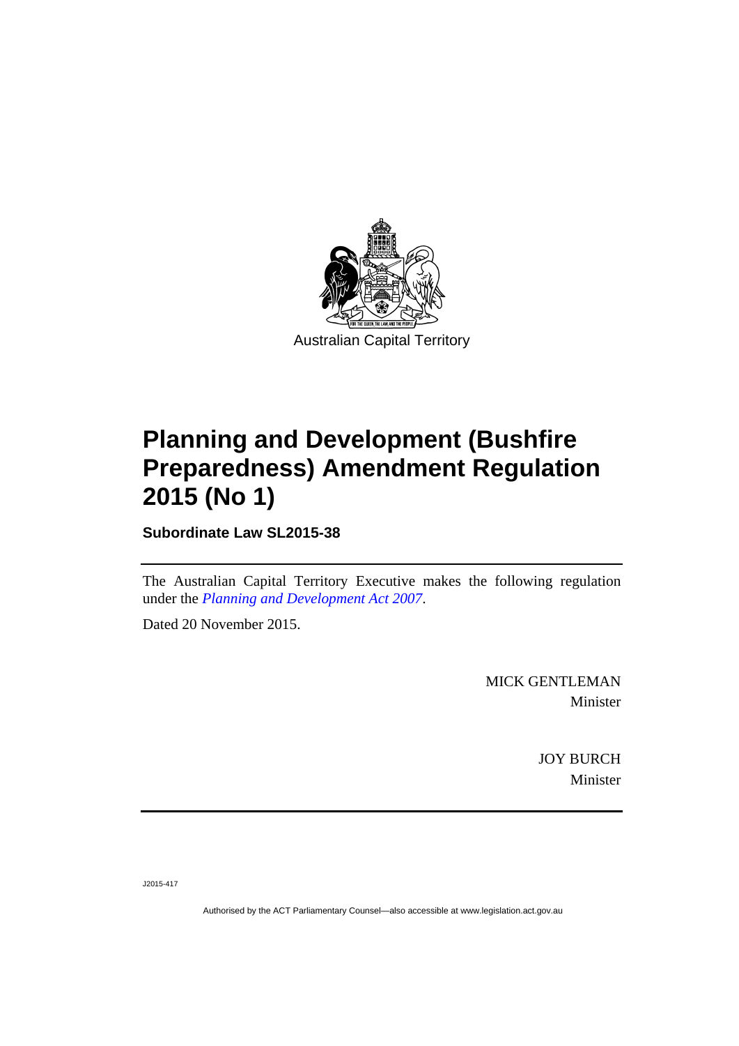Australian Capital Territory

# Planning and Development (Bushfire Preparedness) Amendment Regulation 2015 (No 1)

**Subordinate Law SL2015-38**

The Australian Capital Territory Executive makes the following regulation under the *Planning and Development Act 2007*.

Dated 20 November 2015.

MICK GENTLEMAN
Minister

JOY BURCH
Minister

J2015-417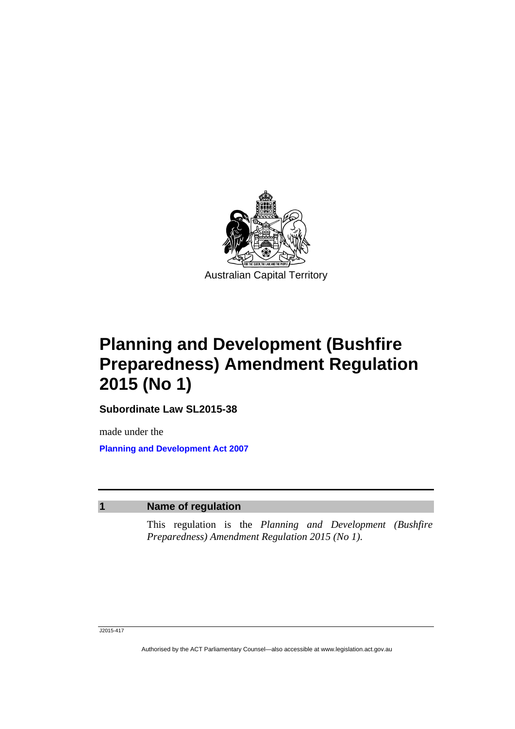Australian Capital Territory

# Planning and Development (Bushfire Preparedness) Amendment Regulation 2015 (No 1)

**Subordinate Law SL2015-38**

made under the

**Planning and Development Act 2007**

## 1 Name of regulation

This regulation is the *Planning and Development (Bushfire Preparedness) Amendment Regulation 2015 (No 1).*

J2015-417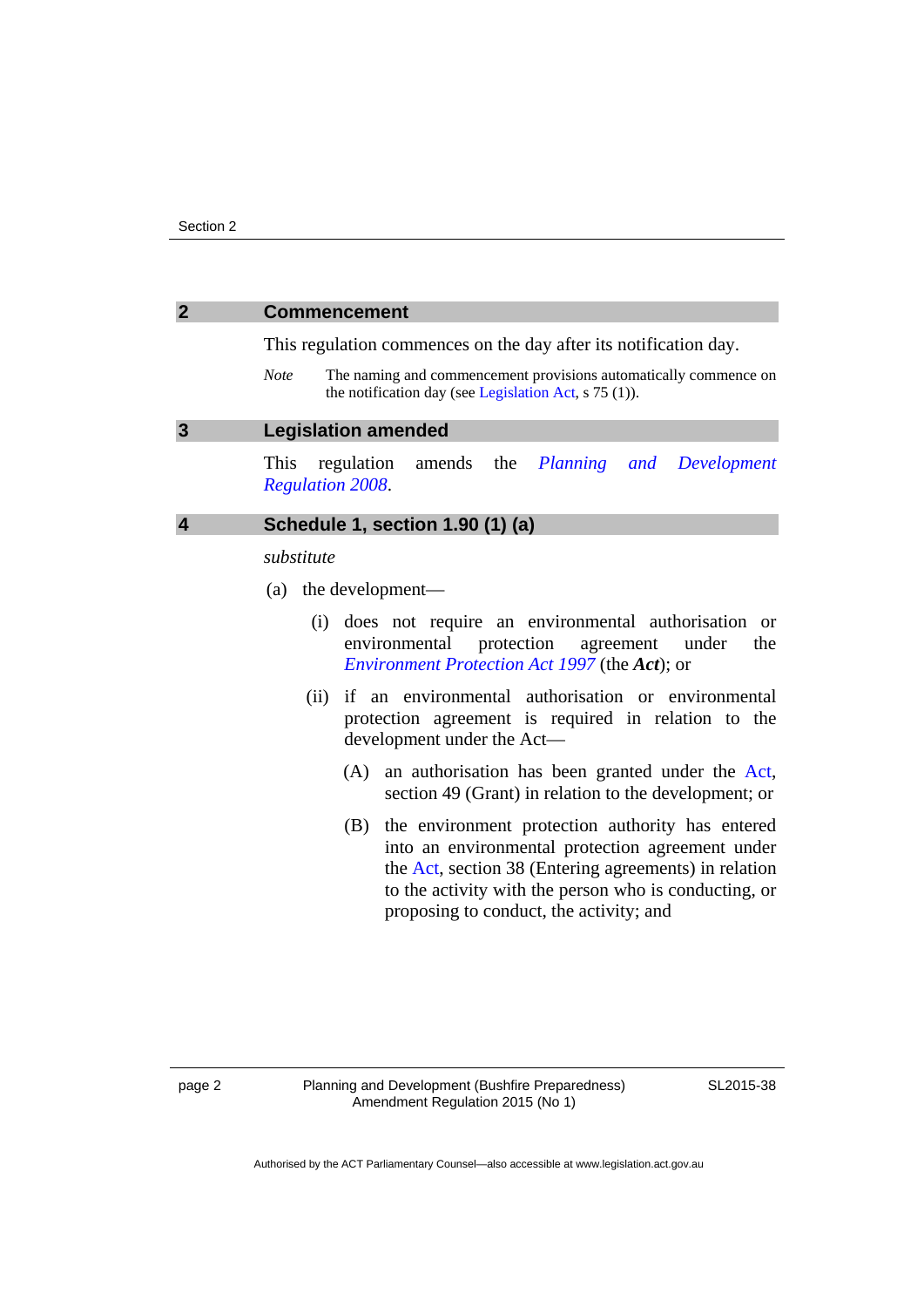## 2 Commencement

This regulation commences on the day after its notification day.

*Note* The naming and commencement provisions automatically commence on the notification day (see Legislation Act, s 75 (1)).

## 3 Legislation amended

This regulation amends the *Planning and Development Regulation 2008*.

## 4 Schedule 1, section 1.90 (1) (a)

*substitute*

(a) the development—

(i) does not require an environmental authorisation or environmental protection agreement under the *Environment Protection Act 1997* (the ***Act***); or

(ii) if an environmental authorisation or environmental protection agreement is required in relation to the development under the Act—

(A) an authorisation has been granted under the Act, section 49 (Grant) in relation to the development; or

(B) the environment protection authority has entered into an environmental protection agreement under the Act, section 38 (Entering agreements) in relation to the activity with the person who is conducting, or proposing to conduct, the activity; and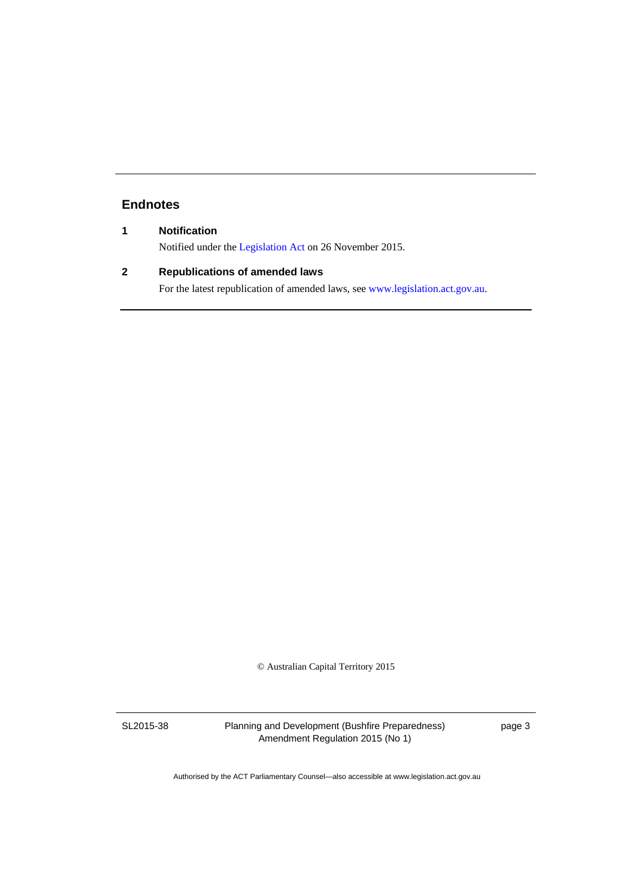## Endnotes

### 1 Notification

Notified under the Legislation Act on 26 November 2015.

### 2 Republications of amended laws

For the latest republication of amended laws, see www.legislation.act.gov.au.

© Australian Capital Territory 2015